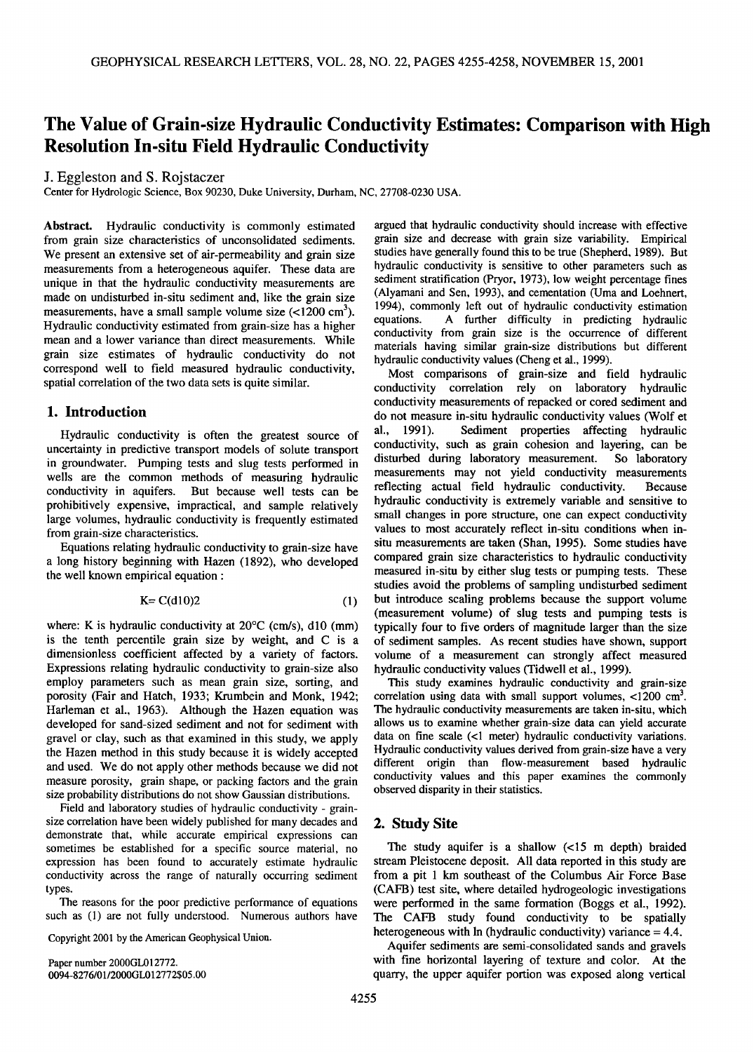# The Value of Grain-size Hydraulic Conductivity Estimates: Comparison with High Resolution In-situ Field Hydraulic Conductivity

J. Eggleston and S. Rojstaczer

Center for Hydrologic Science, Box 90230, Duke University, Durham, NC, 27708-0230 USA.

**Abstract.** Hydraulic conductivity is commonly estimated from grain size characteristics of unconsolidated sediments. We present an extensive set of air-permeability and grain size measurements from a heterogeneous aquifer. These data are unique in that the hydraulic conductivity measurements are made on undisturbed in-situ sediment and, like the grain size measurements, have a small sample volume size (<1200 $cm^3$). Hydraulic conductivity estimated from grain-size has a higher mean and a lower variance than direct measurements. While grain size estimates of hydraulic conductivity do not correspond well to field measured hydraulic conductivity, spatial correlation of the two data sets is quite similar.

## 1. Introduction

Hydraulic conductivity is often the greatest source of uncertainty in predictive transport models of solute transport in groundwater. Pumping tests and slug tests performed in wells are the common methods of measuring hydraulic conductivity in aquifers. But because well tests can be prohibitively expensive, impractical, and sample relatively large volumes, hydraulic conductivity is frequently estimated from grain-size characteristics.

Equations relating hydraulic conductivity to grain-size have a long history beginning with Hazen (1892), who developed the well known empirical equation :

$$K= C(d10)2 \tag{1}$$

where: K is hydraulic conductivity at 20°C (cm/s), d10 (mm) is the tenth percentile grain size by weight, and C is a dimensionless coefficient affected by a variety of factors. Expressions relating hydraulic conductivity to grain-size also employ parameters such as mean grain size, sorting, and porosity (Fair and Hatch, 1933; Krumbein and Monk, 1942; Harleman et al., 1963). Although the Hazen equation was developed for sand-sized sediment and not for sediment with gravel or clay, such as that examined in this study, we apply the Hazen method in this study because it is widely accepted and used. We do not apply other methods because we did not measure porosity, grain shape, or packing factors and the grain size probability distributions do not show Gaussian distributions.

Field and laboratory studies of hydraulic conductivity - grain-size correlation have been widely published for many decades and demonstrate that, while accurate empirical expressions can sometimes be established for a specific source material, no expression has been found to accurately estimate hydraulic conductivity across the range of naturally occurring sediment types.

The reasons for the poor predictive performance of equations such as (1) are not fully understood. Numerous authors have argued that hydraulic conductivity should increase with effective grain size and decrease with grain size variability. Empirical studies have generally found this to be true (Shepherd, 1989). But hydraulic conductivity is sensitive to other parameters such as sediment stratification (Pryor, 1973), low weight percentage fines (Alyamani and Sen, 1993), and cementation (Uma and Loehnert, 1994), commonly left out of hydraulic conductivity estimation equations. A further difficulty in predicting hydraulic conductivity from grain size is the occurrence of different materials having similar grain-size distributions but different hydraulic conductivity values (Cheng et al., 1999).

Most comparisons of grain-size and field hydraulic conductivity correlation rely on laboratory hydraulic conductivity measurements of repacked or cored sediment and do not measure in-situ hydraulic conductivity values (Wolf et al., 1991). Sediment properties affecting hydraulic conductivity, such as grain cohesion and layering, can be disturbed during laboratory measurement. So laboratory measurements may not yield conductivity measurements reflecting actual field hydraulic conductivity. Because hydraulic conductivity is extremely variable and sensitive to small changes in pore structure, one can expect conductivity values to most accurately reflect in-situ conditions when in-situ measurements are taken (Shan, 1995). Some studies have compared grain size characteristics to hydraulic conductivity measured in-situ by either slug tests or pumping tests. These studies avoid the problems of sampling undisturbed sediment but introduce scaling problems because the support volume (measurement volume) of slug tests and pumping tests is typically four to five orders of magnitude larger than the size of sediment samples. As recent studies have shown, support volume of a measurement can strongly affect measured hydraulic conductivity values (Tidwell et al., 1999).

This study examines hydraulic conductivity and grain-size correlation using data with small support volumes, <1200 $cm^3$. The hydraulic conductivity measurements are taken in-situ, which allows us to examine whether grain-size data can yield accurate data on fine scale (<1 meter) hydraulic conductivity variations. Hydraulic conductivity values derived from grain-size have a very different origin than flow-measurement based hydraulic conductivity values and this paper examines the commonly observed disparity in their statistics.

## 2. Study Site

The study aquifer is a shallow (<15 m depth) braided stream Pleistocene deposit. All data reported in this study are from a pit 1 km southeast of the Columbus Air Force Base (CAFB) test site, where detailed hydrogeologic investigations were performed in the same formation (Boggs et al., 1992). The CAFB study found conductivity to be spatially heterogeneous with ln (hydraulic conductivity) variance = 4.4.

Aquifer sediments are semi-consolidated sands and gravels with fine horizontal layering of texture and color. At the quarry, the upper aquifer portion was exposed along vertical

Copyright 2001 by the American Geophysical Union.

Paper number 2000GL012772.
0094-8276/01/2000GL012772$05.00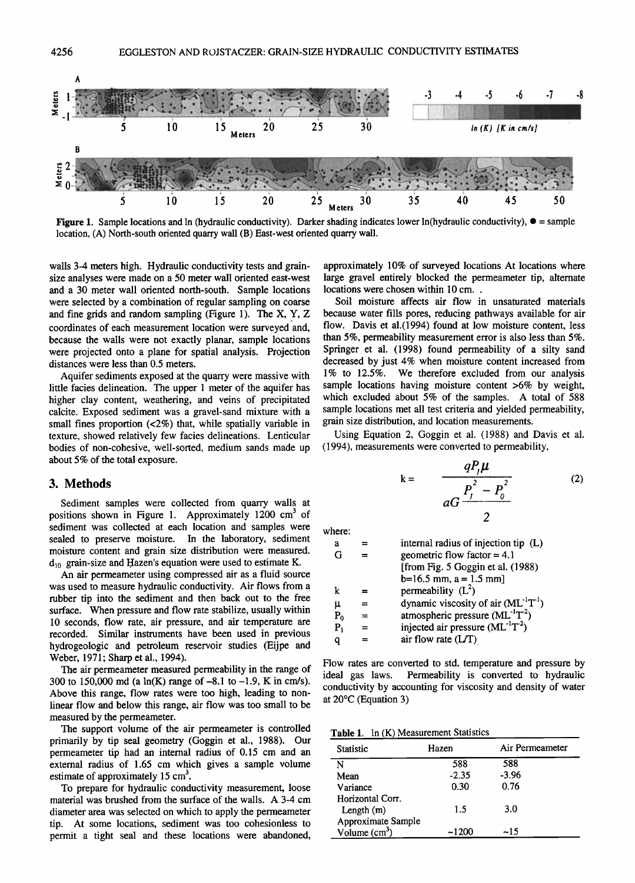Figure 1. Sample locations and ln (hydraulic conductivity). Darker shading indicates lower ln(hydraulic conductivity), ● = sample location, (A) North-south oriented quarry wall (B) East-west oriented quarry wall.

walls 3-4 meters high. Hydraulic conductivity tests and grain-size analyses were made on a 50 meter wall oriented east-west and a 30 meter wall oriented north-south. Sample locations were selected by a combination of regular sampling on coarse and fine grids and random sampling (Figure 1). The X, Y, Z coordinates of each measurement location were surveyed and, because the walls were not exactly planar, sample locations were projected onto a plane for spatial analysis. Projection distances were less than 0.5 meters.

Aquifer sediments exposed at the quarry were massive with little facies delineation. The upper 1 meter of the aquifer has higher clay content, weathering, and veins of precipitated calcite. Exposed sediment was a gravel-sand mixture with a small fines proportion (<2%) that, while spatially variable in texture, showed relatively few facies delineations. Lenticular bodies of non-cohesive, well-sorted, medium sands made up about 5% of the total exposure.

## 3. Methods

Sediment samples were collected from quarry walls at positions shown in Figure 1. Approximately 1200 $cm^3$ of sediment was collected at each location and samples were sealed to preserve moisture. In the laboratory, sediment moisture content and grain size distribution were measured. $d_{10}$ grain-size and Hazen's equation were used to estimate K.

An air permeameter using compressed air as a fluid source was used to measure hydraulic conductivity. Air flows from a rubber tip into the sediment and then back out to the free surface. When pressure and flow rate stabilize, usually within 10 seconds, flow rate, air pressure, and air temperature are recorded. Similar instruments have been used in previous hydrogeologic and petroleum reservoir studies (Eijpe and Weber, 1971; Sharp et al., 1994).

The air permeameter measured permeability in the range of 300 to 150,000 md (a ln(K) range of -8.1 to -1.9, K in cm/s). Above this range, flow rates were too high, leading to non-linear flow and below this range, air flow was too small to be measured by the permeameter.

The support volume of the air permeameter is controlled primarily by tip seal geometry (Goggin et al., 1988). Our permeameter tip had an internal radius of 0.15 cm and an external radius of 1.65 cm which gives a sample volume estimate of approximately 15 $cm^3$.

To prepare for hydraulic conductivity measurement, loose material was brushed from the surface of the walls. A 3-4 cm diameter area was selected on which to apply the permeameter tip. At some locations, sediment was too cohesionless to permit a tight seal and these locations were abandoned, approximately 10% of surveyed locations At locations where large gravel entirely blocked the permeameter tip, alternate locations were chosen within 10 cm.

Soil moisture affects air flow in unsaturated materials because water fills pores, reducing pathways available for air flow. Davis et al.(1994) found at low moisture content, less than 5%, permeability measurement error is also less than 5%. Springer et al. (1998) found permeability of a silty sand decreased by just 4% when moisture content increased from 1% to 12.5%. We therefore excluded from our analysis sample locations having moisture content >6% by weight, which excluded about 5% of the samples. A total of 588 sample locations met all test criteria and yielded permeability, grain size distribution, and location measurements.

Using Equation 2, Goggin et al. (1988) and Davis et al. (1994), measurements were converted to permeability,

$$k = \frac{q P_1 \mu}{a G \dfrac{P_1^2 - P_0^2}{2}} \tag{2}$$

where:

- $a$ = internal radius of injection tip (L)
- $G$ = geometric flow factor = 4.1 [from Fig. 5 Goggin et al. (1988) b=16.5 mm, a = 1.5 mm]
- $k$ = permeability ($L^2$)
- $\mu$ = dynamic viscosity of air ($ML^{-1}T^{-1}$)
- $P_0$ = atmospheric pressure ($ML^{-1}T^{-2}$)
- $P_1$ = injected air pressure ($ML^{-1}T^{-2}$)
- $q$ = air flow rate (L/T)

Flow rates are converted to std. temperature and pressure by ideal gas laws. Permeability is converted to hydraulic conductivity by accounting for viscosity and density of water at 20°C (Equation 3)

Table 1. ln (K) Measurement Statistics

| Statistic | Hazen | Air Permeameter |
|---|---|---|
| N | 588 | 588 |
| Mean | -2.35 | -3.96 |
| Variance | 0.30 | 0.76 |
| Horizontal Corr. Length (m) | 1.5 | 3.0 |
| Approximate Sample Volume ($cm^3$) | ~1200 | ~15 |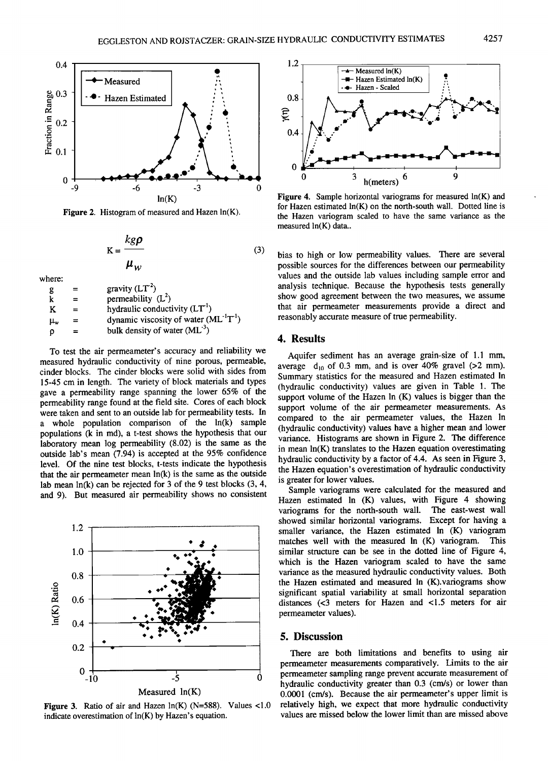Figure 2. Histogram of measured and Hazen ln(K).

$$K = \frac{kg\rho}{\mu_w} \tag{3}$$

where:

| | | |
|---|---|---|
| $g$ | = | gravity ($LT^{-2}$) |
| $k$ | = | permeability ($L^2$) |
| $K$ | = | hydraulic conductivity ($LT^{-1}$) |
| $\mu_w$ | = | dynamic viscosity of water ($ML^{-1}T^{-1}$) |
| $\rho$ | = | bulk density of water ($ML^{-3}$) |

To test the air permeameter's accuracy and reliability we measured hydraulic conductivity of nine porous, permeable, cinder blocks. The cinder blocks were solid with sides from 15-45 cm in length. The variety of block materials and types gave a permeability range spanning the lower 65% of the permeability range found at the field site. Cores of each block were taken and sent to an outside lab for permeability tests. In a whole population comparison of the ln(k) sample populations (k in md), a t-test shows the hypothesis that our laboratory mean log permeability (8.02) is the same as the outside lab's mean (7.94) is accepted at the 95% confidence level. Of the nine test blocks, t-tests indicate the hypothesis that the air permeameter mean ln(k) is the same as the outside lab mean ln(k) can be rejected for 3 of the 9 test blocks (3, 4, and 9). But measured air permeability shows no consistent bias to high or low permeability values. There are several possible sources for the differences between our permeability values and the outside lab values including sample error and analysis technique. Because the hypothesis tests generally show good agreement between the two measures, we assume that air permeameter measurements provide a direct and reasonably accurate measure of true permeability.

Figure 3. Ratio of air and Hazen ln(K) (N=588). Values <1.0 indicate overestimation of ln(K) by Hazen's equation.

Figure 4. Sample horizontal variograms for measured ln(K) and for Hazen estimated ln(K) on the north-south wall. Dotted line is the Hazen variogram scaled to have the same variance as the measured ln(K) data..

## 4. Results

Aquifer sediment has an average grain-size of 1.1 mm, average $d_{10}$ of 0.3 mm, and is over 40% gravel (>2 mm). Summary statistics for the measured and Hazen estimated ln (hydraulic conductivity) values are given in Table 1. The support volume of the Hazen ln (K) values is bigger than the support volume of the air permeameter measurements. As compared to the air permeameter values, the Hazen ln (hydraulic conductivity) values have a higher mean and lower variance. Histograms are shown in Figure 2. The difference in mean ln(K) translates to the Hazen equation overestimating hydraulic conductivity by a factor of 4.4. As seen in Figure 3, the Hazen equation's overestimation of hydraulic conductivity is greater for lower values.

Sample variograms were calculated for the measured and Hazen estimated ln (K) values, with Figure 4 showing variograms for the north-south wall. The east-west wall showed similar horizontal variograms. Except for having a smaller variance, the Hazen estimated ln (K) variogram matches well with the measured ln (K) variogram. This similar structure can be see in the dotted line of Figure 4, which is the Hazen variogram scaled to have the same variance as the measured hydraulic conductivity values. Both the Hazen estimated and measured ln (K).variograms show significant spatial variability at small horizontal separation distances (<3 meters for Hazen and <1.5 meters for air permeameter values).

## 5. Discussion

There are both limitations and benefits to using air permeameter measurements comparatively. Limits to the air permeameter sampling range prevent accurate measurement of hydraulic conductivity greater than 0.3 (cm/s) or lower than 0.0001 (cm/s). Because the air permeameter's upper limit is relatively high, we expect that more hydraulic conductivity values are missed below the lower limit than are missed above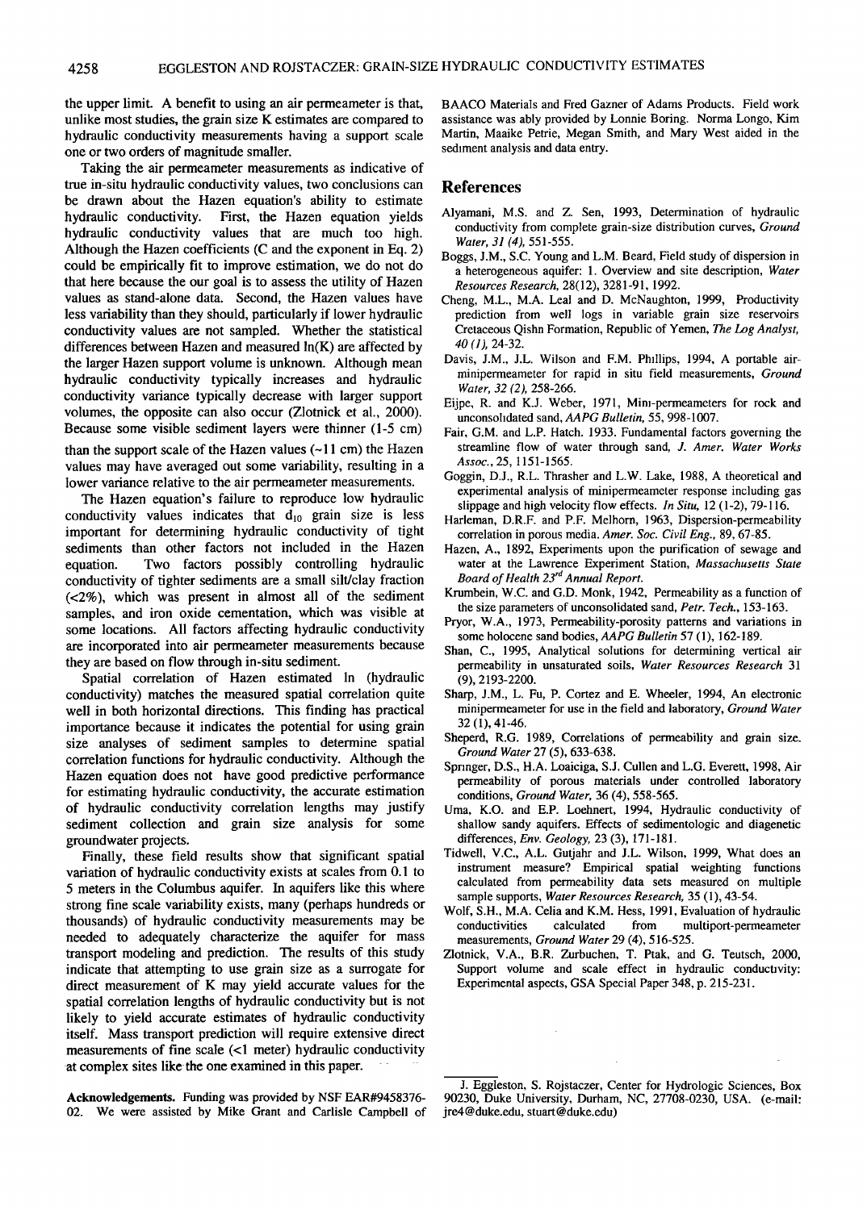the upper limit. A benefit to using an air permeameter is that, unlike most studies, the grain size K estimates are compared to hydraulic conductivity measurements having a support scale one or two orders of magnitude smaller.

Taking the air permeameter measurements as indicative of true in-situ hydraulic conductivity values, two conclusions can be drawn about the Hazen equation's ability to estimate hydraulic conductivity. First, the Hazen equation yields hydraulic conductivity values that are much too high. Although the Hazen coefficients (C and the exponent in Eq. 2) could be empirically fit to improve estimation, we do not do that here because the our goal is to assess the utility of Hazen values as stand-alone data. Second, the Hazen values have less variability than they should, particularly if lower hydraulic conductivity values are not sampled. Whether the statistical differences between Hazen and measured ln(K) are affected by the larger Hazen support volume is unknown. Although mean hydraulic conductivity typically increases and hydraulic conductivity variance typically decrease with larger support volumes, the opposite can also occur (Zlotnick et al., 2000). Because some visible sediment layers were thinner (1-5 cm) than the support scale of the Hazen values (~11 cm) the Hazen values may have averaged out some variability, resulting in a lower variance relative to the air permeameter measurements.

The Hazen equation's failure to reproduce low hydraulic conductivity values indicates that $d_{10}$ grain size is less important for determining hydraulic conductivity of tight sediments than other factors not included in the Hazen equation. Two factors possibly controlling hydraulic conductivity of tighter sediments are a small silt/clay fraction (<2%), which was present in almost all of the sediment samples, and iron oxide cementation, which was visible at some locations. All factors affecting hydraulic conductivity are incorporated into air permeameter measurements because they are based on flow through in-situ sediment.

Spatial correlation of Hazen estimated ln (hydraulic conductivity) matches the measured spatial correlation quite well in both horizontal directions. This finding has practical importance because it indicates the potential for using grain size analyses of sediment samples to determine spatial correlation functions for hydraulic conductivity. Although the Hazen equation does not have good predictive performance for estimating hydraulic conductivity, the accurate estimation of hydraulic conductivity correlation lengths may justify sediment collection and grain size analysis for some groundwater projects.

Finally, these field results show that significant spatial variation of hydraulic conductivity exists at scales from 0.1 to 5 meters in the Columbus aquifer. In aquifers like this where strong fine scale variability exists, many (perhaps hundreds or thousands) of hydraulic conductivity measurements may be needed to adequately characterize the aquifer for mass transport modeling and prediction. The results of this study indicate that attempting to use grain size as a surrogate for direct measurement of K may yield accurate values for the spatial correlation lengths of hydraulic conductivity but is not likely to yield accurate estimates of hydraulic conductivity itself. Mass transport prediction will require extensive direct measurements of fine scale (<1 meter) hydraulic conductivity at complex sites like the one examined in this paper.

**Acknowledgements.** Funding was provided by NSF EAR#9458376-02. We were assisted by Mike Grant and Carlisle Campbell of BAACO Materials and Fred Gazner of Adams Products. Field work assistance was ably provided by Lonnie Boring. Norma Longo, Kim Martin, Maaike Petrie, Megan Smith, and Mary West aided in the sediment analysis and data entry.

## References

Alyamani, M.S. and Z. Sen, 1993, Determination of hydraulic conductivity from complete grain-size distribution curves, *Ground Water, 31 (4)*, 551-555.

Boggs, J.M., S.C. Young and L.M. Beard, Field study of dispersion in a heterogeneous aquifer: 1. Overview and site description, *Water Resources Research*, 28(12), 3281-91, 1992.

Cheng, M.L., M.A. Leal and D. McNaughton, 1999, Productivity prediction from well logs in variable grain size reservoirs Cretaceous Qishn Formation, Republic of Yemen, *The Log Analyst, 40 (1)*, 24-32.

Davis, J.M., J.L. Wilson and F.M. Phillips, 1994, A portable air-minipermeameter for rapid in situ field measurements, *Ground Water, 32 (2)*, 258-266.

Eijpe, R. and K.J. Weber, 1971, Mini-permeameters for rock and unconsolidated sand, *AAPG Bulletin*, 55, 998-1007.

Fair, G.M. and L.P. Hatch. 1933. Fundamental factors governing the streamline flow of water through sand, *J. Amer. Water Works Assoc.*, 25, 1151-1565.

Goggin, D.J., R.L. Thrasher and L.W. Lake, 1988, A theoretical and experimental analysis of minipermeameter response including gas slippage and high velocity flow effects. *In Situ,* 12 (1-2), 79-116.

Harleman, D.R.F. and P.F. Melhorn, 1963, Dispersion-permeability correlation in porous media. *Amer. Soc. Civil Eng.*, 89, 67-85.

Hazen, A., 1892, Experiments upon the purification of sewage and water at the Lawrence Experiment Station, *Massachusetts State Board of Health 23rd Annual Report.*

Krumbein, W.C. and G.D. Monk, 1942, Permeability as a function of the size parameters of unconsolidated sand, *Petr. Tech.*, 153-163.

Pryor, W.A., 1973, Permeability-porosity patterns and variations in some holocene sand bodies, *AAPG Bulletin* 57 (1), 162-189.

Shan, C., 1995, Analytical solutions for determining vertical air permeability in unsaturated soils, *Water Resources Research* 31 (9), 2193-2200.

Sharp, J.M., L. Fu, P. Cortez and E. Wheeler, 1994, An electronic minipermeameter for use in the field and laboratory, *Ground Water* 32 (1), 41-46.

Sheperd, R.G. 1989, Correlations of permeability and grain size. *Ground Water* 27 (5), 633-638.

Springer, D.S., H.A. Loaiciga, S.J. Cullen and L.G. Everett, 1998, Air permeability of porous materials under controlled laboratory conditions, *Ground Water,* 36 (4), 558-565.

Uma, K.O. and E.P. Loehnert, 1994, Hydraulic conductivity of shallow sandy aquifers. Effects of sedimentologic and diagenetic differences, *Env. Geology,* 23 (3), 171-181.

Tidwell, V.C., A.L. Gutjahr and J.L. Wilson, 1999, What does an instrument measure? Empirical spatial weighting functions calculated from permeability data sets measured on multiple sample supports, *Water Resources Research,* 35 (1), 43-54.

Wolf, S.H., M.A. Celia and K.M. Hess, 1991, Evaluation of hydraulic conductivities calculated from multiport-permeameter measurements, *Ground Water* 29 (4), 516-525.

Zlotnick, V.A., B.R. Zurbuchen, T. Ptak, and G. Teutsch, 2000, Support volume and scale effect in hydraulic conductivity: Experimental aspects, GSA Special Paper 348, p. 215-231.

J. Eggleston, S. Rojstaczer, Center for Hydrologic Sciences, Box 90230, Duke University, Durham, NC, 27708-0230, USA. (e-mail: jre4@duke.edu, stuart@duke.edu)